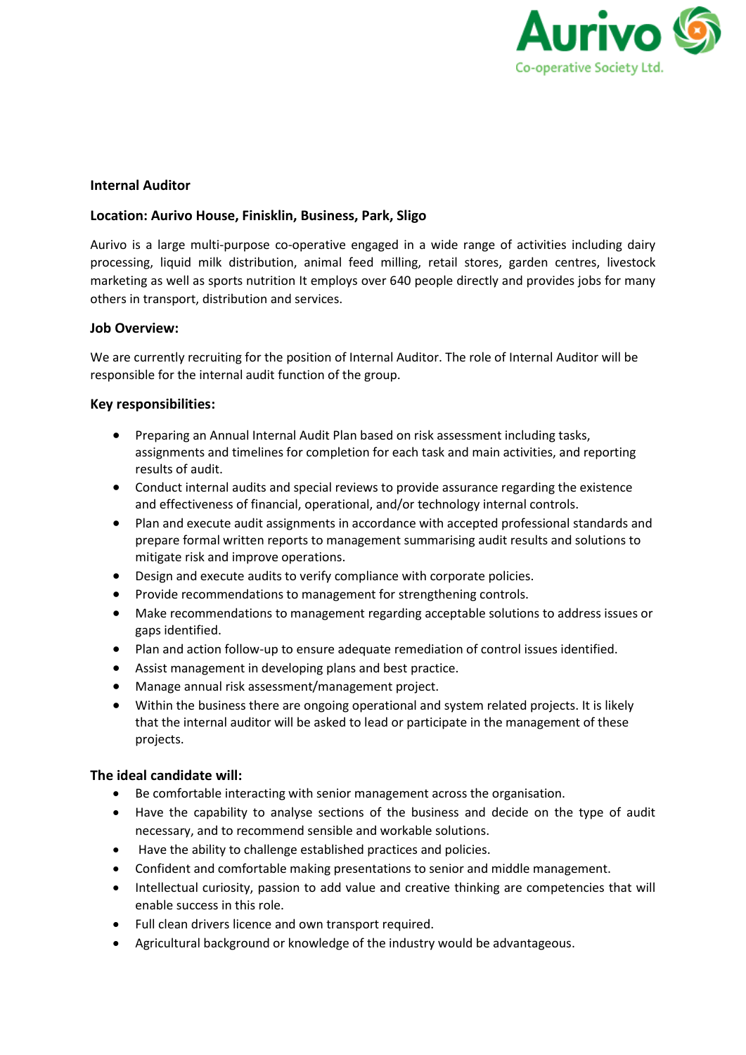Aurivo
Co-operative Society Ltd.

**Internal Auditor**

**Location: Aurivo House, Finisklin, Business, Park, Sligo**

Aurivo is a large multi-purpose co-operative engaged in a wide range of activities including dairy processing, liquid milk distribution, animal feed milling, retail stores, garden centres, livestock marketing as well as sports nutrition It employs over 640 people directly and provides jobs for many others in transport, distribution and services.

**Job Overview:**

We are currently recruiting for the position of Internal Auditor. The role of Internal Auditor will be responsible for the internal audit function of the group.

**Key responsibilities:**

- Preparing an Annual Internal Audit Plan based on risk assessment including tasks, assignments and timelines for completion for each task and main activities, and reporting results of audit.
- Conduct internal audits and special reviews to provide assurance regarding the existence and effectiveness of financial, operational, and/or technology internal controls.
- Plan and execute audit assignments in accordance with accepted professional standards and prepare formal written reports to management summarising audit results and solutions to mitigate risk and improve operations.
- Design and execute audits to verify compliance with corporate policies.
- Provide recommendations to management for strengthening controls.
- Make recommendations to management regarding acceptable solutions to address issues or gaps identified.
- Plan and action follow-up to ensure adequate remediation of control issues identified.
- Assist management in developing plans and best practice.
- Manage annual risk assessment/management project.
- Within the business there are ongoing operational and system related projects. It is likely that the internal auditor will be asked to lead or participate in the management of these projects.

**The ideal candidate will:**

- Be comfortable interacting with senior management across the organisation.
- Have the capability to analyse sections of the business and decide on the type of audit necessary, and to recommend sensible and workable solutions.
- Have the ability to challenge established practices and policies.
- Confident and comfortable making presentations to senior and middle management.
- Intellectual curiosity, passion to add value and creative thinking are competencies that will enable success in this role.
- Full clean drivers licence and own transport required.
- Agricultural background or knowledge of the industry would be advantageous.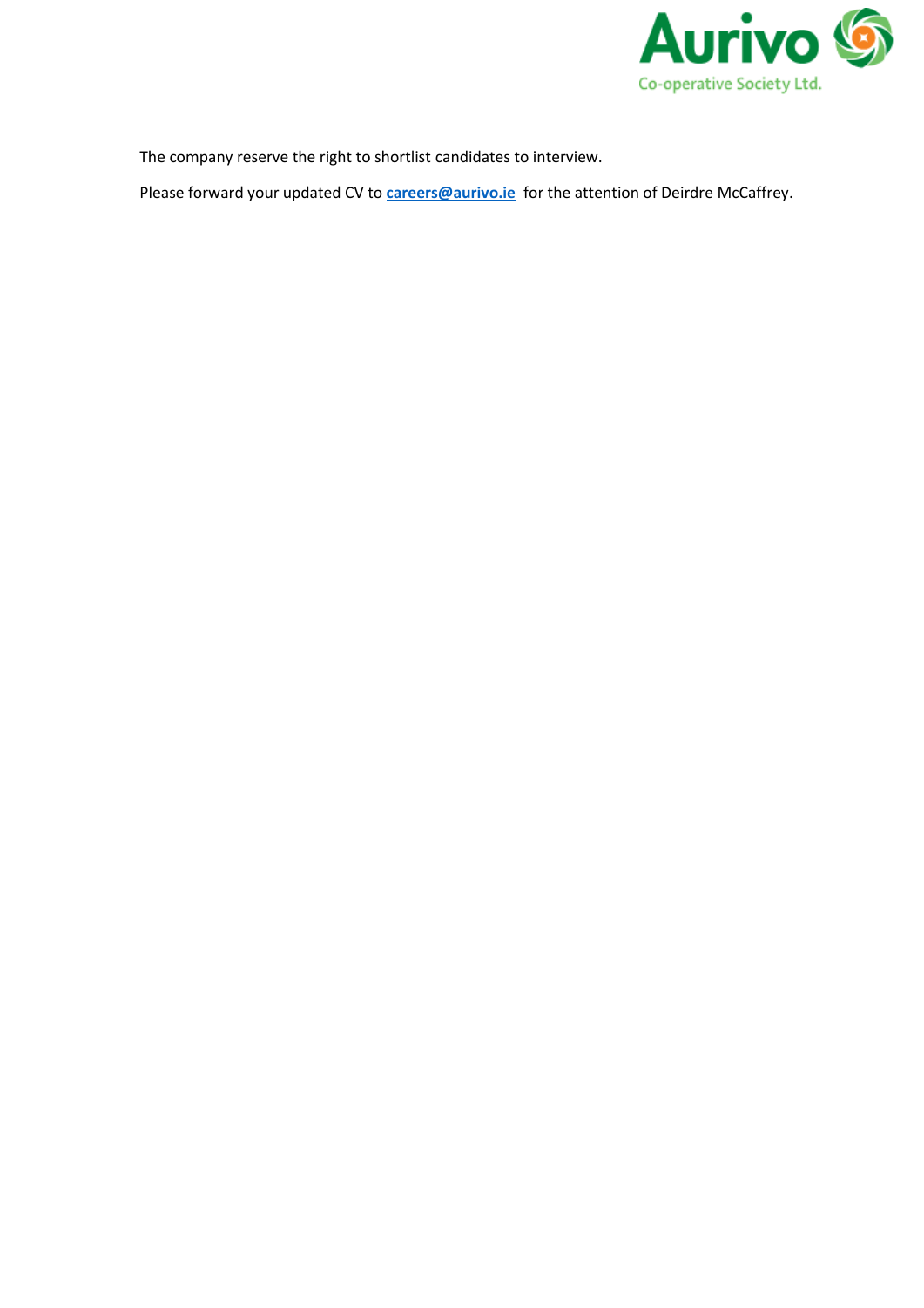The company reserve the right to shortlist candidates to interview.

Please forward your updated CV to **careers@aurivo.ie** for the attention of Deirdre McCaffrey.